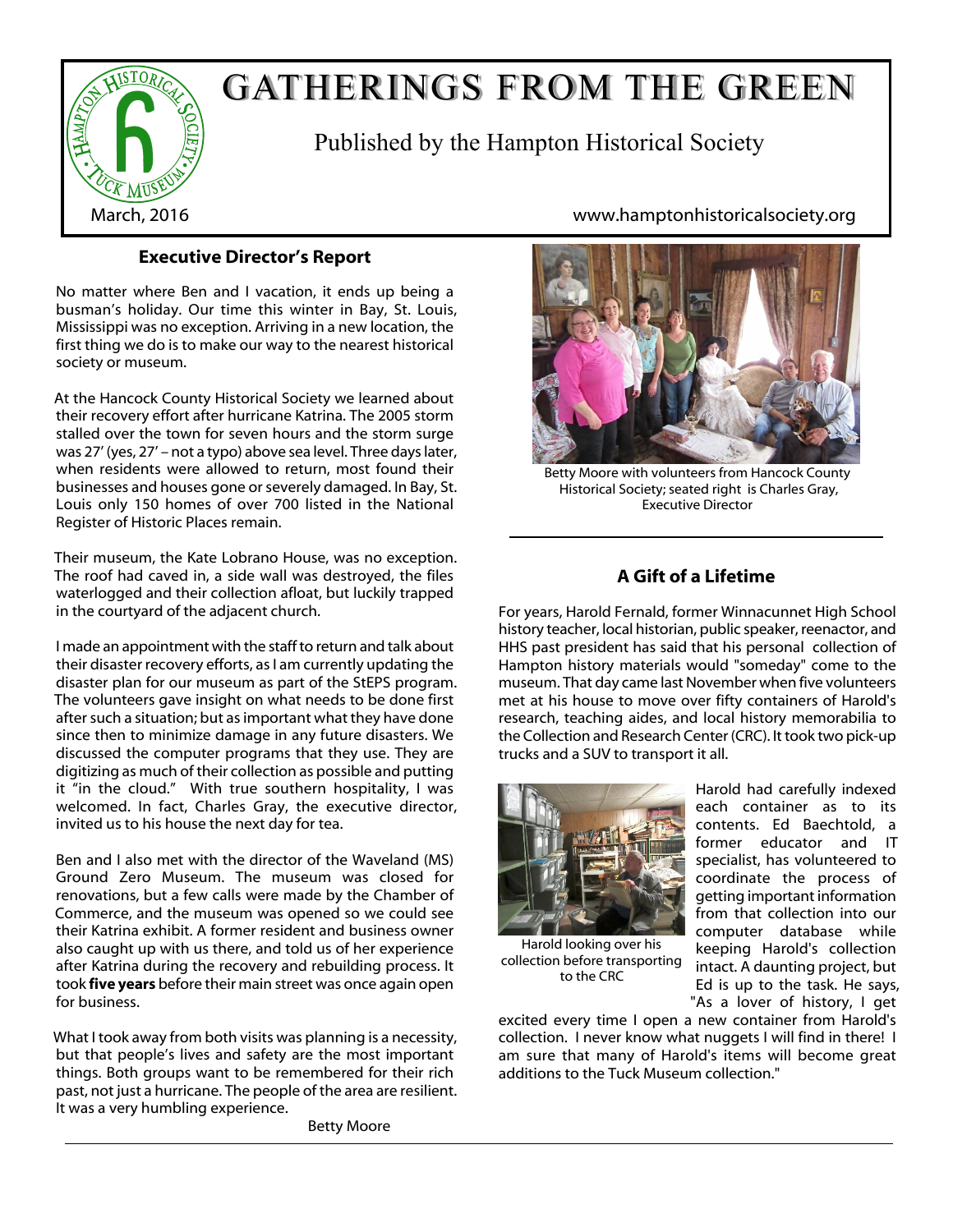# GATHERINGS FROM THE GREEN

Published by the Hampton Historical Society

March, 2016

www.hamptonhistoricalsociety.org

## Executive Director's Report

No matter where Ben and I vacation, it ends up being a busman's holiday. Our time this winter in Bay, St. Louis, Mississippi was no exception. Arriving in a new location, the first thing we do is to make our way to the nearest historical society or museum.

At the Hancock County Historical Society we learned about their recovery effort after hurricane Katrina. The 2005 storm stalled over the town for seven hours and the storm surge was 27' (yes, 27' – not a typo) above sea level. Three days later, when residents were allowed to return, most found their businesses and houses gone or severely damaged. In Bay, St. Louis only 150 homes of over 700 listed in the National Register of Historic Places remain.

Their museum, the Kate Lobrano House, was no exception. The roof had caved in, a side wall was destroyed, the files waterlogged and their collection afloat, but luckily trapped in the courtyard of the adjacent church.

I made an appointment with the staff to return and talk about their disaster recovery efforts, as I am currently updating the disaster plan for our museum as part of the StEPS program. The volunteers gave insight on what needs to be done first after such a situation; but as important what they have done since then to minimize damage in any future disasters. We discussed the computer programs that they use. They are digitizing as much of their collection as possible and putting it "in the cloud." With true southern hospitality, I was welcomed. In fact, Charles Gray, the executive director, invited us to his house the next day for tea.

Ben and I also met with the director of the Waveland (MS) Ground Zero Museum. The museum was closed for renovations, but a few calls were made by the Chamber of Commerce, and the museum was opened so we could see their Katrina exhibit. A former resident and business owner also caught up with us there, and told us of her experience after Katrina during the recovery and rebuilding process. It took **five years** before their main street was once again open for business.

What I took away from both visits was planning is a necessity, but that people's lives and safety are the most important things. Both groups want to be remembered for their rich past, not just a hurricane. The people of the area are resilient. It was a very humbling experience.

Betty Moore

Betty Moore with volunteers from Hancock County Historical Society; seated right is Charles Gray, Executive Director

## A Gift of a Lifetime

For years, Harold Fernald, former Winnacunnet High School history teacher, local historian, public speaker, reenactor, and HHS past president has said that his personal collection of Hampton history materials would "someday" come to the museum. That day came last November when five volunteers met at his house to move over fifty containers of Harold's research, teaching aides, and local history memorabilia to the Collection and Research Center (CRC). It took two pick-up trucks and a SUV to transport it all.

Harold looking over his collection before transporting to the CRC

Harold had carefully indexed each container as to its contents. Ed Baechtold, a former educator and IT specialist, has volunteered to coordinate the process of getting important information from that collection into our computer database while keeping Harold's collection intact. A daunting project, but Ed is up to the task. He says, "As a lover of history, I get excited every time I open a new container from Harold's collection. I never know what nuggets I will find in there! I am sure that many of Harold's items will become great additions to the Tuck Museum collection."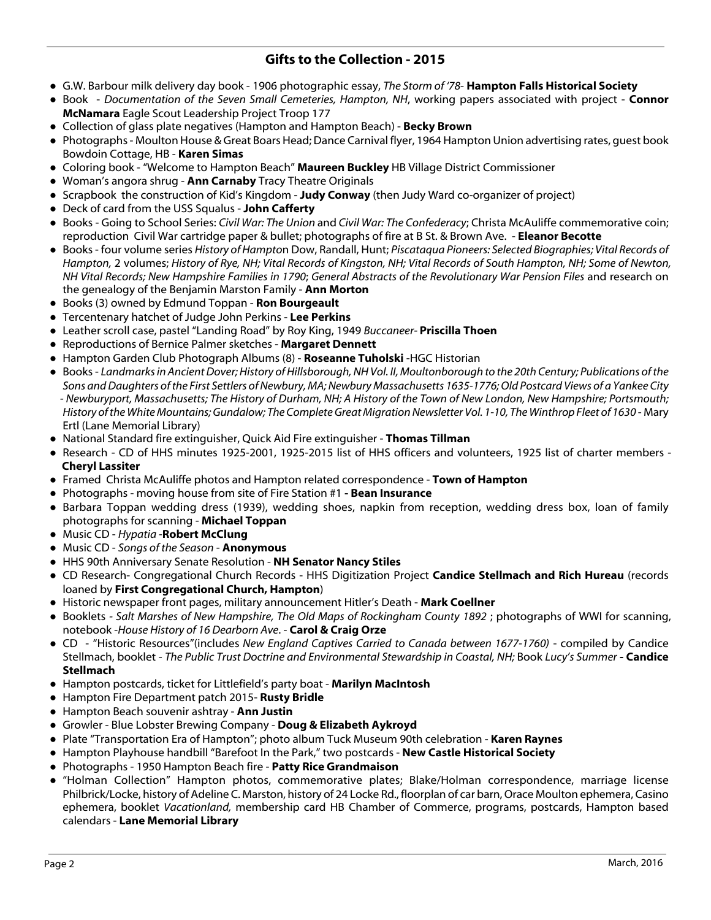## Gifts to the Collection - 2015

- G.W. Barbour milk delivery day book - 1906 photographic essay, *The Storm of '78*- **Hampton Falls Historical Society**
- Book - *Documentation of the Seven Small Cemeteries, Hampton, NH*, working papers associated with project - **Connor McNamara** Eagle Scout Leadership Project Troop 177
- Collection of glass plate negatives (Hampton and Hampton Beach) - **Becky Brown**
- Photographs - Moulton House & Great Boars Head; Dance Carnival flyer, 1964 Hampton Union advertising rates, guest book Bowdoin Cottage, HB - **Karen Simas**
- Coloring book - "Welcome to Hampton Beach" **Maureen Buckley** HB Village District Commissioner
- Woman's angora shrug - **Ann Carnaby** Tracy Theatre Originals
- Scrapbook the construction of Kid's Kingdom - **Judy Conway** (then Judy Ward co-organizer of project)
- Deck of card from the USS Squalus - **John Cafferty**
- Books - Going to School Series: *Civil War: The Union* and *Civil War: The Confederacy*; Christa McAuliffe commemorative coin; reproduction Civil War cartridge paper & bullet; photographs of fire at B St. & Brown Ave. - **Eleanor Becotte**
- Books - four volume series *History of Hampto*n Dow, Randall, Hunt; *Piscataqua Pioneers: Selected Biographies; Vital Records of Hampton,* 2 volumes; *History of Rye, NH; Vital Records of Kingston, NH; Vital Records of South Hampton, NH; Some of Newton, NH Vital Records; New Hampshire Families in 1790*; *General Abstracts of the Revolutionary War Pension Files* and research on the genealogy of the Benjamin Marston Family - **Ann Morton**
- Books (3) owned by Edmund Toppan - **Ron Bourgeault**
- Tercentenary hatchet of Judge John Perkins - **Lee Perkins**
- Leather scroll case, pastel "Landing Road" by Roy King, 1949 *Buccaneer*- **Priscilla Thoen**
- Reproductions of Bernice Palmer sketches - **Margaret Dennett**
- Hampton Garden Club Photograph Albums (8) - **Roseanne Tuholski** -HGC Historian
- Books - *Landmarks in Ancient Dover; History of Hillsborough, NH Vol. II, Moultonborough to the 20th Century; Publications of the Sons and Daughters of the First Settlers of Newbury, MA; Newbury Massachusetts 1635-1776; Old Postcard Views of a Yankee City - Newburyport, Massachusetts; The History of Durham, NH; A History of the Town of New London, New Hampshire; Portsmouth; History of the White Mountains; Gundalow; The Complete Great Migration Newsletter Vol. 1-10, The Winthrop Fleet of 1630* - Mary Ertl (Lane Memorial Library)
- National Standard fire extinguisher, Quick Aid Fire extinguisher - **Thomas Tillman**
- Research - CD of HHS minutes 1925-2001, 1925-2015 list of HHS officers and volunteers, 1925 list of charter members - **Cheryl Lassiter**
- Framed Christa McAuliffe photos and Hampton related correspondence - **Town of Hampton**
- Photographs - moving house from site of Fire Station #1 **- Bean Insurance**
- Barbara Toppan wedding dress (1939), wedding shoes, napkin from reception, wedding dress box, loan of family photographs for scanning - **Michael Toppan**
- Music CD - *Hypatia* -**Robert McClung**
- Music CD - *Songs of the Season* - **Anonymous**
- HHS 90th Anniversary Senate Resolution - **NH Senator Nancy Stiles**
- CD Research- Congregational Church Records - HHS Digitization Project **Candice Stellmach and Rich Hureau** (records loaned by **First Congregational Church, Hampton**)
- Historic newspaper front pages, military announcement Hitler's Death - **Mark Coellner**
- Booklets - *Salt Marshes of New Hampshire, The Old Maps of Rockingham County 1892* ; photographs of WWI for scanning, notebook -*House History of 16 Dearborn Ave*. - **Carol & Craig Orze**
- CD - "Historic Resources"(includes *New England Captives Carried to Canada between 1677-1760)* - compiled by Candice Stellmach, booklet - *The Public Trust Doctrine and Environmental Stewardship in Coastal, NH;* Book *Lucy's Summer* **- Candice Stellmach**
- Hampton postcards, ticket for Littlefield's party boat - **Marilyn MacIntosh**
- Hampton Fire Department patch 2015- **Rusty Bridle**
- Hampton Beach souvenir ashtray - **Ann Justin**
- Growler - Blue Lobster Brewing Company - **Doug & Elizabeth Aykroyd**
- Plate "Transportation Era of Hampton"; photo album Tuck Museum 90th celebration - **Karen Raynes**
- Hampton Playhouse handbill "Barefoot In the Park," two postcards - **New Castle Historical Society**
- Photographs - 1950 Hampton Beach fire - **Patty Rice Grandmaison**
- "Holman Collection" Hampton photos, commemorative plates; Blake/Holman correspondence, marriage license Philbrick/Locke, history of Adeline C. Marston, history of 24 Locke Rd., floorplan of car barn, Orace Moulton ephemera, Casino ephemera, booklet *Vacationland,* membership card HB Chamber of Commerce, programs, postcards, Hampton based calendars - **Lane Memorial Library**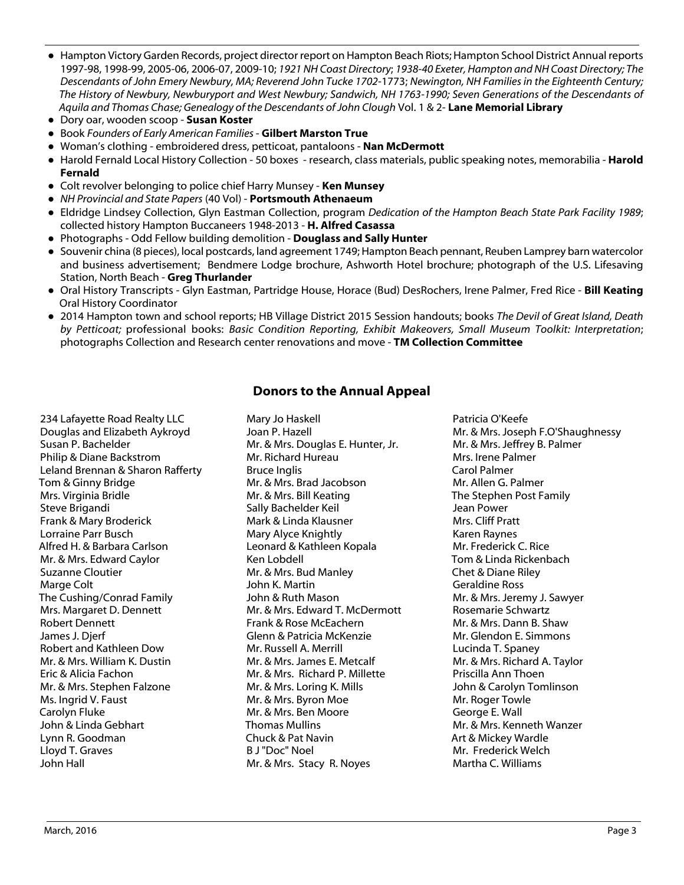- Hampton Victory Garden Records, project director report on Hampton Beach Riots; Hampton School District Annual reports 1997-98, 1998-99, 2005-06, 2006-07, 2009-10; *1921 NH Coast Directory*; *1938-40 Exeter, Hampton and NH Coast Directory; The Descendants of John Emery Newbury, MA; Reverend John Tucke 1702*-1773; *Newington, NH Families in the Eighteenth Century; The History of Newbury, Newburyport and West Newbury; Sandwich, NH 1763-1990; Seven Generations of the Descendants of Aquila and Thomas Chase; Genealogy of the Descendants of John Clough* Vol. 1 & 2- **Lane Memorial Library**
- Dory oar, wooden scoop - **Susan Koster**
- Book *Founders of Early American Families* - **Gilbert Marston True**
- Woman's clothing - embroidered dress, petticoat, pantaloons - **Nan McDermott**
- Harold Fernald Local History Collection - 50 boxes - research, class materials, public speaking notes, memorabilia - **Harold Fernald**
- Colt revolver belonging to police chief Harry Munsey - **Ken Munsey**
- *NH Provincial and State Papers* (40 Vol) - **Portsmouth Athenaeum**
- Eldridge Lindsey Collection, Glyn Eastman Collection, program *Dedication of the Hampton Beach State Park Facility 1989*; collected history Hampton Buccaneers 1948-2013 - **H. Alfred Casassa**
- Photographs - Odd Fellow building demolition - **Douglass and Sally Hunter**
- Souvenir china (8 pieces), local postcards, land agreement 1749; Hampton Beach pennant, Reuben Lamprey barn watercolor and business advertisement; Bendmere Lodge brochure, Ashworth Hotel brochure; photograph of the U.S. Lifesaving Station, North Beach - **Greg Thurlander**
- Oral History Transcripts - Glyn Eastman, Partridge House, Horace (Bud) DesRochers, Irene Palmer, Fred Rice - **Bill Keating** Oral History Coordinator
- 2014 Hampton town and school reports; HB Village District 2015 Session handouts; books *The Devil of Great Island, Death by Petticoat;* professional books: *Basic Condition Reporting, Exhibit Makeovers, Small Museum Toolkit: Interpretation*; photographs Collection and Research center renovations and move - **TM Collection Committee**

## Donors to the Annual Appeal

234 Lafayette Road Realty LLC
Douglas and Elizabeth Aykroyd
Susan P. Bachelder
Philip & Diane Backstrom
Leland Brennan & Sharon Rafferty
Tom & Ginny Bridge
Mrs. Virginia Bridle
Steve Brigandi
Frank & Mary Broderick
Lorraine Parr Busch
Alfred H. & Barbara Carlson
Mr. & Mrs. Edward Caylor
Suzanne Cloutier
Marge Colt
The Cushing/Conrad Family
Mrs. Margaret D. Dennett
Robert Dennett
James J. Djerf
Robert and Kathleen Dow
Mr. & Mrs. William K. Dustin
Eric & Alicia Fachon
Mr. & Mrs. Stephen Falzone
Ms. Ingrid V. Faust
Carolyn Fluke
John & Linda Gebhart
Lynn R. Goodman
Lloyd T. Graves
John Hall
Mary Jo Haskell
Joan P. Hazell
Mr. & Mrs. Douglas E. Hunter, Jr.
Mr. Richard Hureau
Bruce Inglis
Mr. & Mrs. Brad Jacobson
Mr. & Mrs. Bill Keating
Sally Bachelder Keil
Mark & Linda Klausner
Mary Alyce Knightly
Leonard & Kathleen Kopala
Ken Lobdell
Mr. & Mrs. Bud Manley
John K. Martin
John & Ruth Mason
Mr. & Mrs. Edward T. McDermott
Frank & Rose McEachern
Glenn & Patricia McKenzie
Mr. Russell A. Merrill
Mr. & Mrs. James E. Metcalf
Mr. & Mrs. Richard P. Millette
Mr. & Mrs. Loring K. Mills
Mr. & Mrs. Byron Moe
Mr. & Mrs. Ben Moore
Thomas Mullins
Chuck & Pat Navin
B J "Doc" Noel
Mr. & Mrs. Stacy R. Noyes
Patricia O'Keefe
Mr. & Mrs. Joseph F.O'Shaughnessy
Mr. & Mrs. Jeffrey B. Palmer
Mrs. Irene Palmer
Carol Palmer
Mr. Allen G. Palmer
The Stephen Post Family
Jean Power
Mrs. Cliff Pratt
Karen Raynes
Mr. Frederick C. Rice
Tom & Linda Rickenbach
Chet & Diane Riley
Geraldine Ross
Mr. & Mrs. Jeremy J. Sawyer
Rosemarie Schwartz
Mr. & Mrs. Dann B. Shaw
Mr. Glendon E. Simmons
Lucinda T. Spaney
Mr. & Mrs. Richard A. Taylor
Priscilla Ann Thoen
John & Carolyn Tomlinson
Mr. Roger Towle
George E. Wall
Mr. & Mrs. Kenneth Wanzer
Art & Mickey Wardle
Mr. Frederick Welch
Martha C. Williams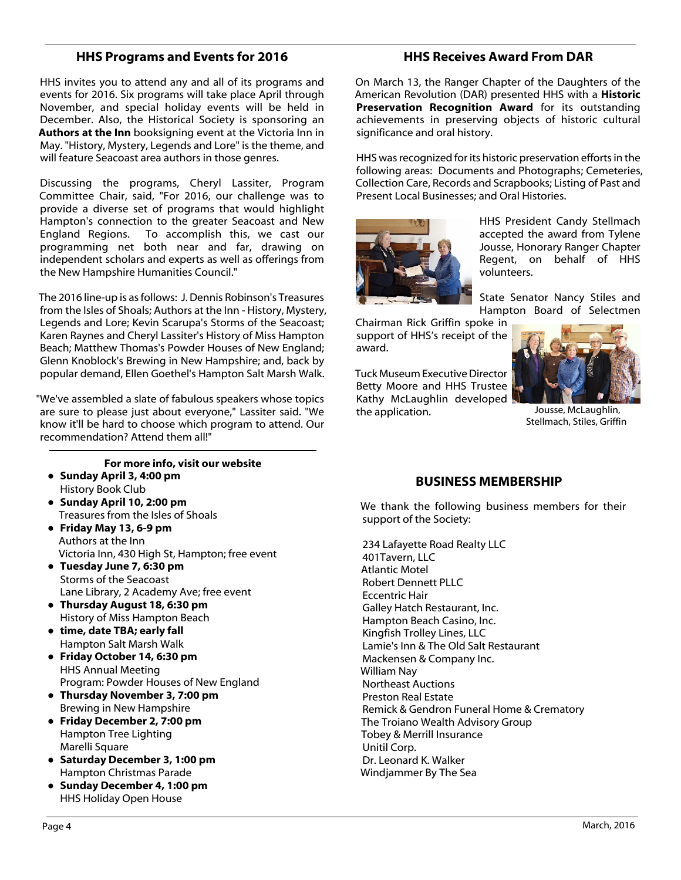## HHS Programs and Events for 2016

HHS invites you to attend any and all of its programs and events for 2016. Six programs will take place April through November, and special holiday events will be held in December. Also, the Historical Society is sponsoring an **Authors at the Inn** booksigning event at the Victoria Inn in May. "History, Mystery, Legends and Lore" is the theme, and will feature Seacoast area authors in those genres.

Discussing the programs, Cheryl Lassiter, Program Committee Chair, said, "For 2016, our challenge was to provide a diverse set of programs that would highlight Hampton's connection to the greater Seacoast and New England Regions. To accomplish this, we cast our programming net both near and far, drawing on independent scholars and experts as well as offerings from the New Hampshire Humanities Council."

The 2016 line-up is as follows: J. Dennis Robinson's Treasures from the Isles of Shoals; Authors at the Inn - History, Mystery, Legends and Lore; Kevin Scarupa's Storms of the Seacoast; Karen Raynes and Cheryl Lassiter's History of Miss Hampton Beach; Matthew Thomas's Powder Houses of New England; Glenn Knoblock's Brewing in New Hampshire; and, back by popular demand, Ellen Goethel's Hampton Salt Marsh Walk.

"We've assembled a slate of fabulous speakers whose topics are sure to please just about everyone," Lassiter said. "We know it'll be hard to choose which program to attend. Our recommendation? Attend them all!"

**For more info, visit our website**

- **Sunday April 3, 4:00 pm**
  History Book Club
- **Sunday April 10, 2:00 pm**
  Treasures from the Isles of Shoals
- **Friday May 13, 6-9 pm**
  Authors at the Inn
  Victoria Inn, 430 High St, Hampton; free event
- **Tuesday June 7, 6:30 pm**
  Storms of the Seacoast
  Lane Library, 2 Academy Ave; free event
- **Thursday August 18, 6:30 pm**
  History of Miss Hampton Beach
- **time, date TBA; early fall**
  Hampton Salt Marsh Walk
- **Friday October 14, 6:30 pm**
  HHS Annual Meeting
  Program: Powder Houses of New England
- **Thursday November 3, 7:00 pm**
  Brewing in New Hampshire
- **Friday December 2, 7:00 pm**
  Hampton Tree Lighting
  Marelli Square
- **Saturday December 3, 1:00 pm**
  Hampton Christmas Parade
- **Sunday December 4, 1:00 pm**
  HHS Holiday Open House

## HHS Receives Award From DAR

On March 13, the Ranger Chapter of the Daughters of the American Revolution (DAR) presented HHS with a **Historic Preservation Recognition Award** for its outstanding achievements in preserving objects of historic cultural significance and oral history.

HHS was recognized for its historic preservation efforts in the following areas: Documents and Photographs; Cemeteries, Collection Care, Records and Scrapbooks; Listing of Past and Present Local Businesses; and Oral Histories.

HHS President Candy Stellmach accepted the award from Tylene Jousse, Honorary Ranger Chapter Regent, on behalf of HHS volunteers.

State Senator Nancy Stiles and Hampton Board of Selectmen Chairman Rick Griffin spoke in support of HHS's receipt of the award.

Tuck Museum Executive Director Betty Moore and HHS Trustee Kathy McLaughlin developed the application.

Jousse, McLaughlin, Stellmach, Stiles, Griffin

## BUSINESS MEMBERSHIP

We thank the following business members for their support of the Society:

234 Lafayette Road Realty LLC
401Tavern, LLC
Atlantic Motel
Robert Dennett PLLC
Eccentric Hair
Galley Hatch Restaurant, Inc.
Hampton Beach Casino, Inc.
Kingfish Trolley Lines, LLC
Lamie's Inn & The Old Salt Restaurant
Mackensen & Company Inc.
William Nay
Northeast Auctions
Preston Real Estate
Remick & Gendron Funeral Home & Crematory
The Troiano Wealth Advisory Group
Tobey & Merrill Insurance
Unitil Corp.
Dr. Leonard K. Walker
Windjammer By The Sea